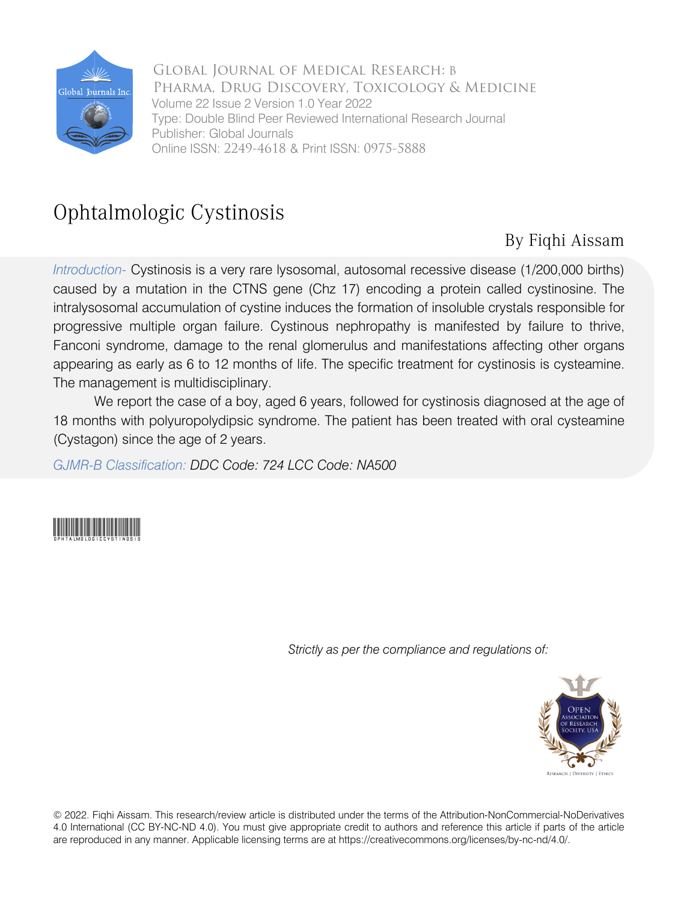Global Journal of Medical Research: B
Pharma, Drug Discovery, Toxicology & Medicine
Volume 22 Issue 2 Version 1.0 Year 2022
Type: Double Blind Peer Reviewed International Research Journal
Publisher: Global Journals
Online ISSN: 2249-4618 & Print ISSN: 0975-5888

# Ophtalmologic Cystinosis

By Fiqhi Aissam

*Introduction-* Cystinosis is a very rare lysosomal, autosomal recessive disease (1/200,000 births) caused by a mutation in the CTNS gene (Chz 17) encoding a protein called cystinosine. The intralysosomal accumulation of cystine induces the formation of insoluble crystals responsible for progressive multiple organ failure. Cystinous nephropathy is manifested by failure to thrive, Fanconi syndrome, damage to the renal glomerulus and manifestations affecting other organs appearing as early as 6 to 12 months of life. The specific treatment for cystinosis is cysteamine. The management is multidisciplinary.

We report the case of a boy, aged 6 years, followed for cystinosis diagnosed at the age of 18 months with polyuropolydipsic syndrome. The patient has been treated with oral cysteamine (Cystagon) since the age of 2 years.

*GJMR-B Classification: DDC Code: 724 LCC Code: NA500*

*Strictly as per the compliance and regulations of:*

© 2022. Fiqhi Aissam. This research/review article is distributed under the terms of the Attribution-NonCommercial-NoDerivatives 4.0 International (CC BY-NC-ND 4.0). You must give appropriate credit to authors and reference this article if parts of the article are reproduced in any manner. Applicable licensing terms are at https://creativecommons.org/licenses/by-nc-nd/4.0/.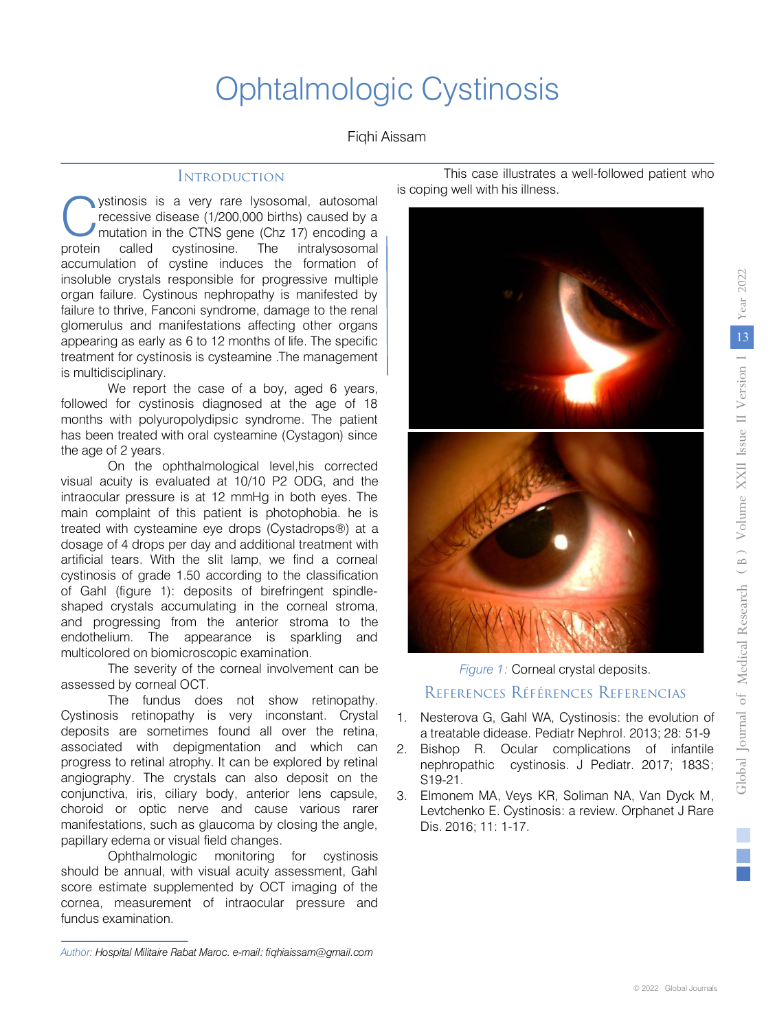# Ophtalmologic Cystinosis

Fiqhi Aissam

## Introduction

Cystinosis is a very rare lysosomal, autosomal recessive disease (1/200,000 births) caused by a mutation in the CTNS gene (Chz 17) encoding a protein called cystinosine. The intralysosomal accumulation of cystine induces the formation of insoluble crystals responsible for progressive multiple organ failure. Cystinous nephropathy is manifested by failure to thrive, Fanconi syndrome, damage to the renal glomerulus and manifestations affecting other organs appearing as early as 6 to 12 months of life. The specific treatment for cystinosis is cysteamine .The management is multidisciplinary.

We report the case of a boy, aged 6 years, followed for cystinosis diagnosed at the age of 18 months with polyuropolydipsic syndrome. The patient has been treated with oral cysteamine (Cystagon) since the age of 2 years.

On the ophthalmological level,his corrected visual acuity is evaluated at 10/10 P2 ODG, and the intraocular pressure is at 12 mmHg in both eyes. The main complaint of this patient is photophobia. he is treated with cysteamine eye drops (Cystadrops®) at a dosage of 4 drops per day and additional treatment with artificial tears. With the slit lamp, we find a corneal cystinosis of grade 1.50 according to the classification of Gahl (figure 1): deposits of birefringent spindle-shaped crystals accumulating in the corneal stroma, and progressing from the anterior stroma to the endothelium. The appearance is sparkling and multicolored on biomicroscopic examination.

The severity of the corneal involvement can be assessed by corneal OCT.

The fundus does not show retinopathy. Cystinosis retinopathy is very inconstant. Crystal deposits are sometimes found all over the retina, associated with depigmentation and which can progress to retinal atrophy. It can be explored by retinal angiography. The crystals can also deposit on the conjunctiva, iris, ciliary body, anterior lens capsule, choroid or optic nerve and cause various rarer manifestations, such as glaucoma by closing the angle, papillary edema or visual field changes.

Ophthalmologic monitoring for cystinosis should be annual, with visual acuity assessment, Gahl score estimate supplemented by OCT imaging of the cornea, measurement of intraocular pressure and fundus examination.

This case illustrates a well-followed patient who is coping well with his illness.

*Figure 1:* Corneal crystal deposits.

## References Références Referencias

1. Nesterova G, Gahl WA, Cystinosis: the evolution of a treatable didease. Pediatr Nephrol. 2013; 28: 51-9
2. Bishop R. Ocular complications of infantile nephropathic cystinosis. J Pediatr. 2017; 183S; S19-21.
3. Elmonem MA, Veys KR, Soliman NA, Van Dyck M, Levtchenko E. Cystinosis: a review. Orphanet J Rare Dis. 2016; 11: 1-17.

*Author:* Hospital Militaire Rabat Maroc. e-mail: fiqhiaissam@gmail.com